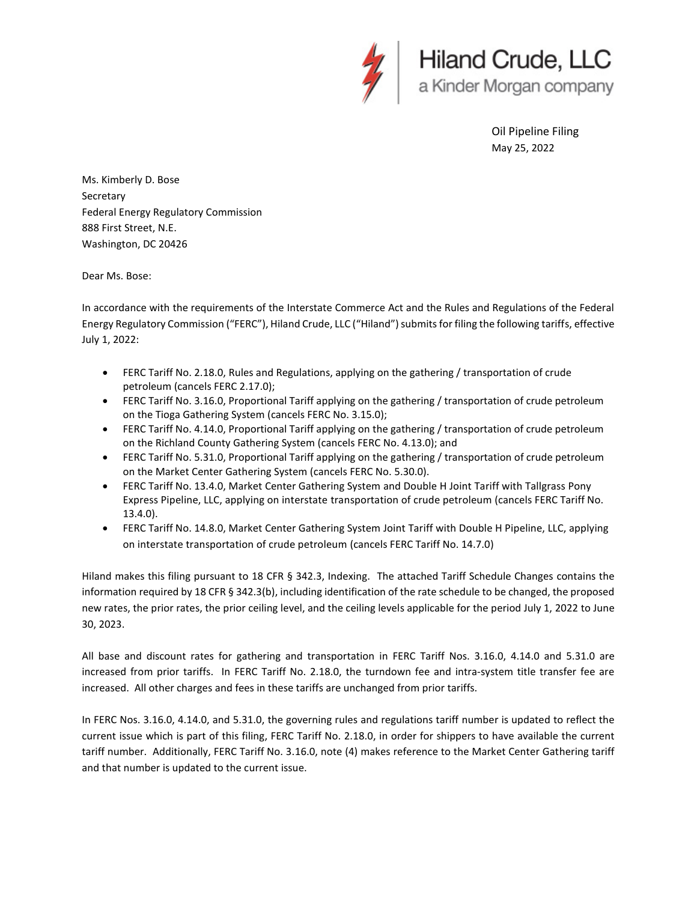Hiland Crude, LLC
a Kinder Morgan company

Oil Pipeline Filing
May 25, 2022

Ms. Kimberly D. Bose
Secretary
Federal Energy Regulatory Commission
888 First Street, N.E.
Washington, DC 20426

Dear Ms. Bose:

In accordance with the requirements of the Interstate Commerce Act and the Rules and Regulations of the Federal Energy Regulatory Commission ("FERC"), Hiland Crude, LLC ("Hiland") submits for filing the following tariffs, effective July 1, 2022:

- FERC Tariff No. 2.18.0, Rules and Regulations, applying on the gathering / transportation of crude petroleum (cancels FERC 2.17.0);
- FERC Tariff No. 3.16.0, Proportional Tariff applying on the gathering / transportation of crude petroleum on the Tioga Gathering System (cancels FERC No. 3.15.0);
- FERC Tariff No. 4.14.0, Proportional Tariff applying on the gathering / transportation of crude petroleum on the Richland County Gathering System (cancels FERC No. 4.13.0); and
- FERC Tariff No. 5.31.0, Proportional Tariff applying on the gathering / transportation of crude petroleum on the Market Center Gathering System (cancels FERC No. 5.30.0).
- FERC Tariff No. 13.4.0, Market Center Gathering System and Double H Joint Tariff with Tallgrass Pony Express Pipeline, LLC, applying on interstate transportation of crude petroleum (cancels FERC Tariff No. 13.4.0).
- FERC Tariff No. 14.8.0, Market Center Gathering System Joint Tariff with Double H Pipeline, LLC, applying on interstate transportation of crude petroleum (cancels FERC Tariff No. 14.7.0)

Hiland makes this filing pursuant to 18 CFR § 342.3, Indexing. The attached Tariff Schedule Changes contains the information required by 18 CFR § 342.3(b), including identification of the rate schedule to be changed, the proposed new rates, the prior rates, the prior ceiling level, and the ceiling levels applicable for the period July 1, 2022 to June 30, 2023.

All base and discount rates for gathering and transportation in FERC Tariff Nos. 3.16.0, 4.14.0 and 5.31.0 are increased from prior tariffs. In FERC Tariff No. 2.18.0, the turndown fee and intra-system title transfer fee are increased. All other charges and fees in these tariffs are unchanged from prior tariffs.

In FERC Nos. 3.16.0, 4.14.0, and 5.31.0, the governing rules and regulations tariff number is updated to reflect the current issue which is part of this filing, FERC Tariff No. 2.18.0, in order for shippers to have available the current tariff number. Additionally, FERC Tariff No. 3.16.0, note (4) makes reference to the Market Center Gathering tariff and that number is updated to the current issue.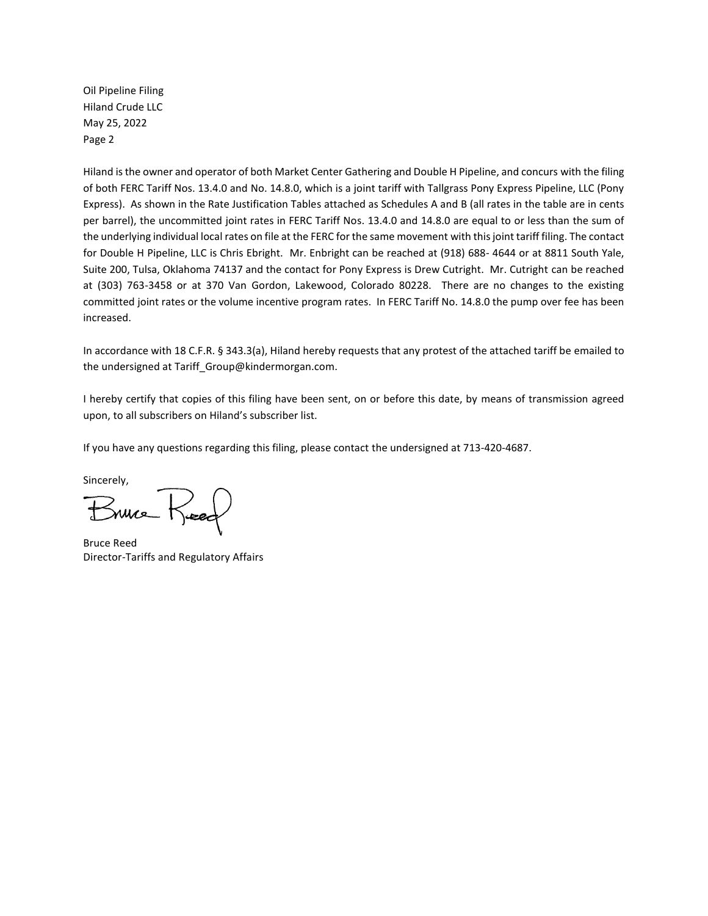Oil Pipeline Filing
Hiland Crude LLC
May 25, 2022
Page 2

Hiland is the owner and operator of both Market Center Gathering and Double H Pipeline, and concurs with the filing of both FERC Tariff Nos. 13.4.0 and No. 14.8.0, which is a joint tariff with Tallgrass Pony Express Pipeline, LLC (Pony Express). As shown in the Rate Justification Tables attached as Schedules A and B (all rates in the table are in cents per barrel), the uncommitted joint rates in FERC Tariff Nos. 13.4.0 and 14.8.0 are equal to or less than the sum of the underlying individual local rates on file at the FERC for the same movement with this joint tariff filing. The contact for Double H Pipeline, LLC is Chris Ebright. Mr. Enbright can be reached at (918) 688- 4644 or at 8811 South Yale, Suite 200, Tulsa, Oklahoma 74137 and the contact for Pony Express is Drew Cutright. Mr. Cutright can be reached at (303) 763-3458 or at 370 Van Gordon, Lakewood, Colorado 80228. There are no changes to the existing committed joint rates or the volume incentive program rates. In FERC Tariff No. 14.8.0 the pump over fee has been increased.

In accordance with 18 C.F.R. § 343.3(a), Hiland hereby requests that any protest of the attached tariff be emailed to the undersigned at Tariff_Group@kindermorgan.com.

I hereby certify that copies of this filing have been sent, on or before this date, by means of transmission agreed upon, to all subscribers on Hiland's subscriber list.

If you have any questions regarding this filing, please contact the undersigned at 713-420-4687.

Sincerely,

Bruce Reed

Bruce Reed
Director-Tariffs and Regulatory Affairs